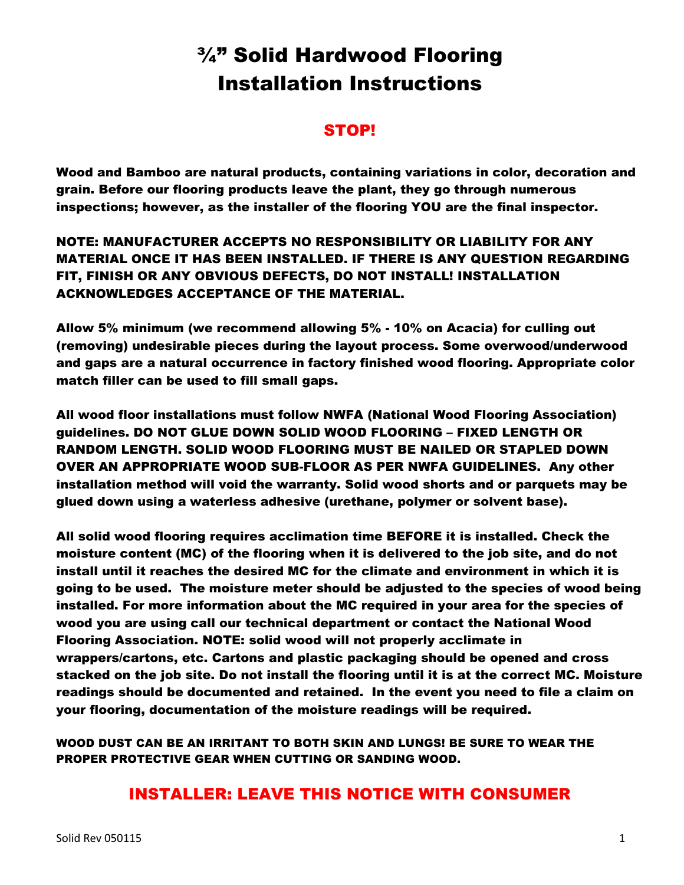# ¾" Solid Hardwood Flooring Installation Instructions

## STOP!

**Wood and Bamboo are natural products, containing variations in color, decoration and grain. Before our flooring products leave the plant, they go through numerous inspections; however, as the installer of the flooring YOU are the final inspector.**

**NOTE: MANUFACTURER ACCEPTS NO RESPONSIBILITY OR LIABILITY FOR ANY MATERIAL ONCE IT HAS BEEN INSTALLED. IF THERE IS ANY QUESTION REGARDING FIT, FINISH OR ANY OBVIOUS DEFECTS, DO NOT INSTALL! INSTALLATION ACKNOWLEDGES ACCEPTANCE OF THE MATERIAL.**

**Allow 5% minimum (we recommend allowing 5% - 10% on Acacia) for culling out (removing) undesirable pieces during the layout process. Some overwood/underwood and gaps are a natural occurrence in factory finished wood flooring. Appropriate color match filler can be used to fill small gaps.**

**All wood floor installations must follow NWFA (National Wood Flooring Association) guidelines. DO NOT GLUE DOWN SOLID WOOD FLOORING – FIXED LENGTH OR RANDOM LENGTH. SOLID WOOD FLOORING MUST BE NAILED OR STAPLED DOWN OVER AN APPROPRIATE WOOD SUB-FLOOR AS PER NWFA GUIDELINES. Any other installation method will void the warranty. Solid wood shorts and or parquets may be glued down using a waterless adhesive (urethane, polymer or solvent base).**

**All solid wood flooring requires acclimation time BEFORE it is installed. Check the moisture content (MC) of the flooring when it is delivered to the job site, and do not install until it reaches the desired MC for the climate and environment in which it is going to be used. The moisture meter should be adjusted to the species of wood being installed. For more information about the MC required in your area for the species of wood you are using call our technical department or contact the National Wood Flooring Association. NOTE: solid wood will not properly acclimate in wrappers/cartons, etc. Cartons and plastic packaging should be opened and cross stacked on the job site. Do not install the flooring until it is at the correct MC. Moisture readings should be documented and retained. In the event you need to file a claim on your flooring, documentation of the moisture readings will be required.**

**WOOD DUST CAN BE AN IRRITANT TO BOTH SKIN AND LUNGS! BE SURE TO WEAR THE PROPER PROTECTIVE GEAR WHEN CUTTING OR SANDING WOOD.**

## INSTALLER: LEAVE THIS NOTICE WITH CONSUMER

Solid Rev 050115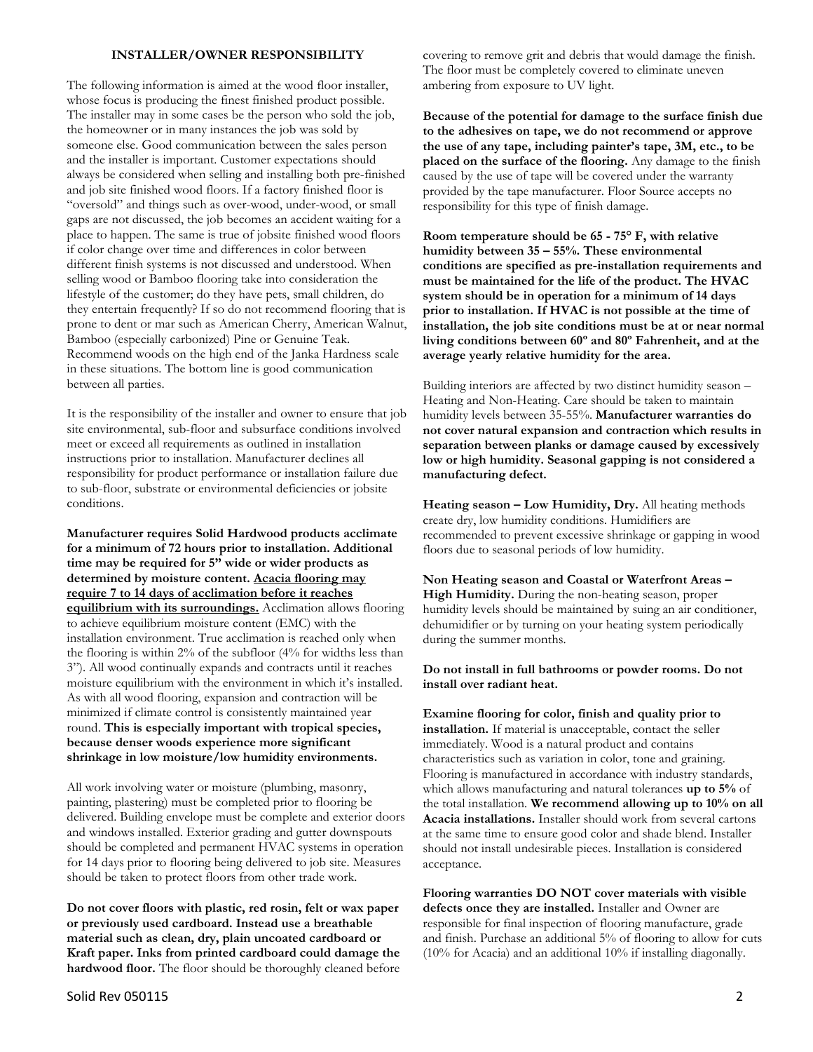## INSTALLER/OWNER RESPONSIBILITY

The following information is aimed at the wood floor installer, whose focus is producing the finest finished product possible. The installer may in some cases be the person who sold the job, the homeowner or in many instances the job was sold by someone else. Good communication between the sales person and the installer is important. Customer expectations should always be considered when selling and installing both pre-finished and job site finished wood floors. If a factory finished floor is "oversold" and things such as over-wood, under-wood, or small gaps are not discussed, the job becomes an accident waiting for a place to happen. The same is true of jobsite finished wood floors if color change over time and differences in color between different finish systems is not discussed and understood. When selling wood or Bamboo flooring take into consideration the lifestyle of the customer; do they have pets, small children, do they entertain frequently? If so do not recommend flooring that is prone to dent or mar such as American Cherry, American Walnut, Bamboo (especially carbonized) Pine or Genuine Teak. Recommend woods on the high end of the Janka Hardness scale in these situations. The bottom line is good communication between all parties.

It is the responsibility of the installer and owner to ensure that job site environmental, sub-floor and subsurface conditions involved meet or exceed all requirements as outlined in installation instructions prior to installation. Manufacturer declines all responsibility for product performance or installation failure due to sub-floor, substrate or environmental deficiencies or jobsite conditions.

**Manufacturer requires Solid Hardwood products acclimate for a minimum of 72 hours prior to installation. Additional time may be required for 5" wide or wider products as determined by moisture content. <u>Acacia flooring may require 7 to 14 days of acclimation before it reaches equilibrium with its surroundings.</u>** Acclimation allows flooring to achieve equilibrium moisture content (EMC) with the installation environment. True acclimation is reached only when the flooring is within 2% of the subfloor (4% for widths less than 3"). All wood continually expands and contracts until it reaches moisture equilibrium with the environment in which it's installed. As with all wood flooring, expansion and contraction will be minimized if climate control is consistently maintained year round. **This is especially important with tropical species, because denser woods experience more significant shrinkage in low moisture/low humidity environments.**

All work involving water or moisture (plumbing, masonry, painting, plastering) must be completed prior to flooring be delivered. Building envelope must be complete and exterior doors and windows installed. Exterior grading and gutter downspouts should be completed and permanent HVAC systems in operation for 14 days prior to flooring being delivered to job site. Measures should be taken to protect floors from other trade work.

**Do not cover floors with plastic, red rosin, felt or wax paper or previously used cardboard. Instead use a breathable material such as clean, dry, plain uncoated cardboard or Kraft paper. Inks from printed cardboard could damage the hardwood floor.** The floor should be thoroughly cleaned before covering to remove grit and debris that would damage the finish. The floor must be completely covered to eliminate uneven ambering from exposure to UV light.

**Because of the potential for damage to the surface finish due to the adhesives on tape, we do not recommend or approve the use of any tape, including painter's tape, 3M, etc., to be placed on the surface of the flooring.** Any damage to the finish caused by the use of tape will be covered under the warranty provided by the tape manufacturer. Floor Source accepts no responsibility for this type of finish damage.

**Room temperature should be 65 - 75° F, with relative humidity between 35 – 55%. These environmental conditions are specified as pre-installation requirements and must be maintained for the life of the product. The HVAC system should be in operation for a minimum of 14 days prior to installation. If HVAC is not possible at the time of installation, the job site conditions must be at or near normal living conditions between 60º and 80º Fahrenheit, and at the average yearly relative humidity for the area.**

Building interiors are affected by two distinct humidity season – Heating and Non-Heating. Care should be taken to maintain humidity levels between 35-55%. **Manufacturer warranties do not cover natural expansion and contraction which results in separation between planks or damage caused by excessively low or high humidity. Seasonal gapping is not considered a manufacturing defect.**

**Heating season – Low Humidity, Dry.** All heating methods create dry, low humidity conditions. Humidifiers are recommended to prevent excessive shrinkage or gapping in wood floors due to seasonal periods of low humidity.

**Non Heating season and Coastal or Waterfront Areas – High Humidity.** During the non-heating season, proper humidity levels should be maintained by suing an air conditioner, dehumidifier or by turning on your heating system periodically during the summer months.

**Do not install in full bathrooms or powder rooms. Do not install over radiant heat.**

**Examine flooring for color, finish and quality prior to installation.** If material is unacceptable, contact the seller immediately. Wood is a natural product and contains characteristics such as variation in color, tone and graining. Flooring is manufactured in accordance with industry standards, which allows manufacturing and natural tolerances **up to 5%** of the total installation. **We recommend allowing up to 10% on all Acacia installations.** Installer should work from several cartons at the same time to ensure good color and shade blend. Installer should not install undesirable pieces. Installation is considered acceptance.

**Flooring warranties DO NOT cover materials with visible defects once they are installed.** Installer and Owner are responsible for final inspection of flooring manufacture, grade and finish. Purchase an additional 5% of flooring to allow for cuts (10% for Acacia) and an additional 10% if installing diagonally.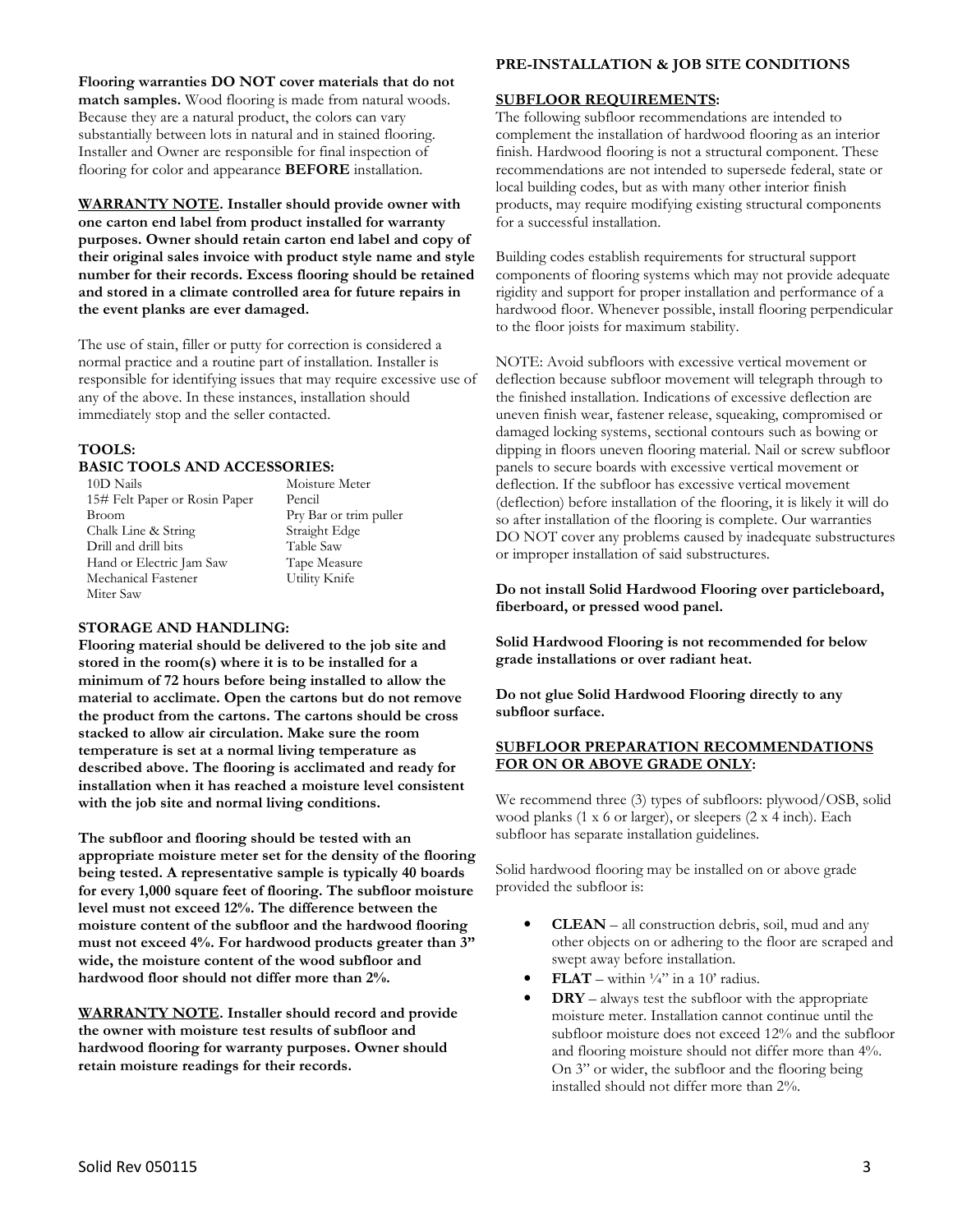**Flooring warranties DO NOT cover materials that do not match samples.** Wood flooring is made from natural woods. Because they are a natural product, the colors can vary substantially between lots in natural and in stained flooring. Installer and Owner are responsible for final inspection of flooring for color and appearance **BEFORE** installation.

**WARRANTY NOTE. Installer should provide owner with one carton end label from product installed for warranty purposes. Owner should retain carton end label and copy of their original sales invoice with product style name and style number for their records. Excess flooring should be retained and stored in a climate controlled area for future repairs in the event planks are ever damaged.**

The use of stain, filler or putty for correction is considered a normal practice and a routine part of installation. Installer is responsible for identifying issues that may require excessive use of any of the above. In these instances, installation should immediately stop and the seller contacted.

### TOOLS:

### BASIC TOOLS AND ACCESSORIES:

| | |
|---|---|
| 10D Nails | Moisture Meter |
| 15# Felt Paper or Rosin Paper | Pencil |
| Broom | Pry Bar or trim puller |
| Chalk Line & String | Straight Edge |
| Drill and drill bits | Table Saw |
| Hand or Electric Jam Saw | Tape Measure |
| Mechanical Fastener | Utility Knife |
| Miter Saw | |

### STORAGE AND HANDLING:

**Flooring material should be delivered to the job site and stored in the room(s) where it is to be installed for a minimum of 72 hours before being installed to allow the material to acclimate. Open the cartons but do not remove the product from the cartons. The cartons should be cross stacked to allow air circulation. Make sure the room temperature is set at a normal living temperature as described above. The flooring is acclimated and ready for installation when it has reached a moisture level consistent with the job site and normal living conditions.**

**The subfloor and flooring should be tested with an appropriate moisture meter set for the density of the flooring being tested. A representative sample is typically 40 boards for every 1,000 square feet of flooring. The subfloor moisture level must not exceed 12%. The difference between the moisture content of the subfloor and the hardwood flooring must not exceed 4%. For hardwood products greater than 3" wide, the moisture content of the wood subfloor and hardwood floor should not differ more than 2%.**

**WARRANTY NOTE. Installer should record and provide the owner with moisture test results of subfloor and hardwood flooring for warranty purposes. Owner should retain moisture readings for their records.**

### PRE-INSTALLATION & JOB SITE CONDITIONS

**SUBFLOOR REQUIREMENTS:**

The following subfloor recommendations are intended to complement the installation of hardwood flooring as an interior finish. Hardwood flooring is not a structural component. These recommendations are not intended to supersede federal, state or local building codes, but as with many other interior finish products, may require modifying existing structural components for a successful installation.

Building codes establish requirements for structural support components of flooring systems which may not provide adequate rigidity and support for proper installation and performance of a hardwood floor. Whenever possible, install flooring perpendicular to the floor joists for maximum stability.

NOTE: Avoid subfloors with excessive vertical movement or deflection because subfloor movement will telegraph through to the finished installation. Indications of excessive deflection are uneven finish wear, fastener release, squeaking, compromised or damaged locking systems, sectional contours such as bowing or dipping in floors uneven flooring material. Nail or screw subfloor panels to secure boards with excessive vertical movement or deflection. If the subfloor has excessive vertical movement (deflection) before installation of the flooring, it is likely it will do so after installation of the flooring is complete. Our warranties DO NOT cover any problems caused by inadequate substructures or improper installation of said substructures.

**Do not install Solid Hardwood Flooring over particleboard, fiberboard, or pressed wood panel.**

**Solid Hardwood Flooring is not recommended for below grade installations or over radiant heat.**

**Do not glue Solid Hardwood Flooring directly to any subfloor surface.**

**SUBFLOOR PREPARATION RECOMMENDATIONS FOR ON OR ABOVE GRADE ONLY:**

We recommend three (3) types of subfloors: plywood/OSB, solid wood planks (1 x 6 or larger), or sleepers (2 x 4 inch). Each subfloor has separate installation guidelines.

Solid hardwood flooring may be installed on or above grade provided the subfloor is:

- **CLEAN** – all construction debris, soil, mud and any other objects on or adhering to the floor are scraped and swept away before installation.
- **FLAT** – within ¼" in a 10' radius.
- **DRY** – always test the subfloor with the appropriate moisture meter. Installation cannot continue until the subfloor moisture does not exceed 12% and the subfloor and flooring moisture should not differ more than 4%. On 3" or wider, the subfloor and the flooring being installed should not differ more than 2%.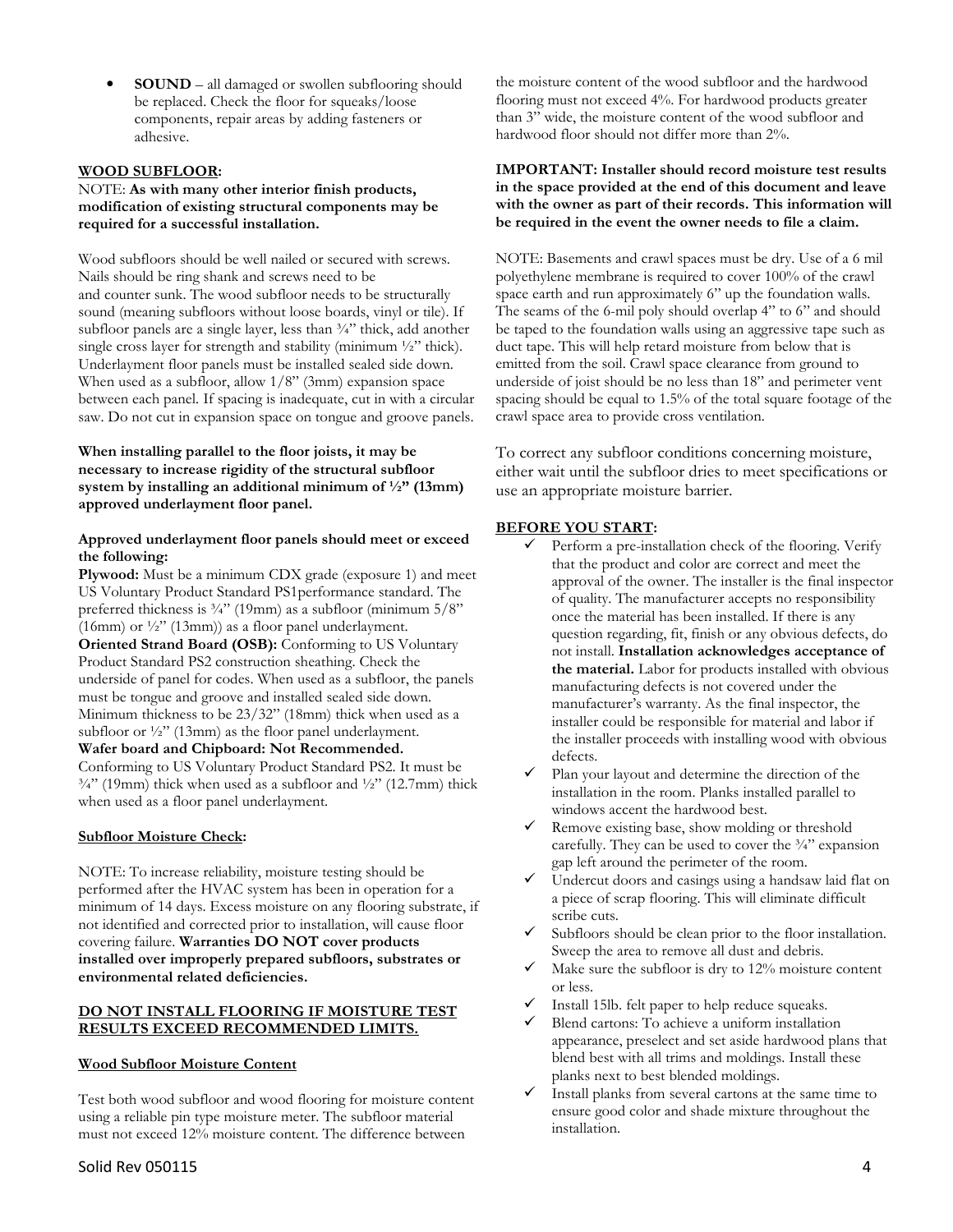- **SOUND** – all damaged or swollen subflooring should be replaced. Check the floor for squeaks/loose components, repair areas by adding fasteners or adhesive.

**WOOD SUBFLOOR:**

NOTE: **As with many other interior finish products, modification of existing structural components may be required for a successful installation.**

Wood subfloors should be well nailed or secured with screws. Nails should be ring shank and screws need to be and counter sunk. The wood subfloor needs to be structurally sound (meaning subfloors without loose boards, vinyl or tile). If subfloor panels are a single layer, less than ¾" thick, add another single cross layer for strength and stability (minimum ½" thick). Underlayment floor panels must be installed sealed side down. When used as a subfloor, allow 1/8" (3mm) expansion space between each panel. If spacing is inadequate, cut in with a circular saw. Do not cut in expansion space on tongue and groove panels.

**When installing parallel to the floor joists, it may be necessary to increase rigidity of the structural subfloor system by installing an additional minimum of ½" (13mm) approved underlayment floor panel.**

**Approved underlayment floor panels should meet or exceed the following:**

**Plywood:** Must be a minimum CDX grade (exposure 1) and meet US Voluntary Product Standard PS1performance standard. The preferred thickness is ¾" (19mm) as a subfloor (minimum 5/8" (16mm) or ½" (13mm)) as a floor panel underlayment.

**Oriented Strand Board (OSB):** Conforming to US Voluntary Product Standard PS2 construction sheathing. Check the underside of panel for codes. When used as a subfloor, the panels must be tongue and groove and installed sealed side down. Minimum thickness to be 23/32" (18mm) thick when used as a subfloor or ½" (13mm) as the floor panel underlayment.

**Wafer board and Chipboard: Not Recommended.** Conforming to US Voluntary Product Standard PS2. It must be ¾" (19mm) thick when used as a subfloor and ½" (12.7mm) thick when used as a floor panel underlayment.

**Subfloor Moisture Check:**

NOTE: To increase reliability, moisture testing should be performed after the HVAC system has been in operation for a minimum of 14 days. Excess moisture on any flooring substrate, if not identified and corrected prior to installation, will cause floor covering failure. **Warranties DO NOT cover products installed over improperly prepared subfloors, substrates or environmental related deficiencies.**

**DO NOT INSTALL FLOORING IF MOISTURE TEST RESULTS EXCEED RECOMMENDED LIMITS.**

**Wood Subfloor Moisture Content**

Test both wood subfloor and wood flooring for moisture content using a reliable pin type moisture meter. The subfloor material must not exceed 12% moisture content. The difference between the moisture content of the wood subfloor and the hardwood flooring must not exceed 4%. For hardwood products greater than 3" wide, the moisture content of the wood subfloor and hardwood floor should not differ more than 2%.

**IMPORTANT: Installer should record moisture test results in the space provided at the end of this document and leave with the owner as part of their records. This information will be required in the event the owner needs to file a claim.**

NOTE: Basements and crawl spaces must be dry. Use of a 6 mil polyethylene membrane is required to cover 100% of the crawl space earth and run approximately 6" up the foundation walls. The seams of the 6-mil poly should overlap 4" to 6" and should be taped to the foundation walls using an aggressive tape such as duct tape. This will help retard moisture from below that is emitted from the soil. Crawl space clearance from ground to underside of joist should be no less than 18" and perimeter vent spacing should be equal to 1.5% of the total square footage of the crawl space area to provide cross ventilation.

To correct any subfloor conditions concerning moisture, either wait until the subfloor dries to meet specifications or use an appropriate moisture barrier.

**BEFORE YOU START:**

- ✓ Perform a pre-installation check of the flooring. Verify that the product and color are correct and meet the approval of the owner. The installer is the final inspector of quality. The manufacturer accepts no responsibility once the material has been installed. If there is any question regarding, fit, finish or any obvious defects, do not install. **Installation acknowledges acceptance of the material.** Labor for products installed with obvious manufacturing defects is not covered under the manufacturer's warranty. As the final inspector, the installer could be responsible for material and labor if the installer proceeds with installing wood with obvious defects.
- ✓ Plan your layout and determine the direction of the installation in the room. Planks installed parallel to windows accent the hardwood best.
- ✓ Remove existing base, show molding or threshold carefully. They can be used to cover the ¾" expansion gap left around the perimeter of the room.
- ✓ Undercut doors and casings using a handsaw laid flat on a piece of scrap flooring. This will eliminate difficult scribe cuts.
- ✓ Subfloors should be clean prior to the floor installation. Sweep the area to remove all dust and debris.
- ✓ Make sure the subfloor is dry to 12% moisture content or less.
- ✓ Install 15lb. felt paper to help reduce squeaks.
- ✓ Blend cartons: To achieve a uniform installation appearance, preselect and set aside hardwood plans that blend best with all trims and moldings. Install these planks next to best blended moldings.
- ✓ Install planks from several cartons at the same time to ensure good color and shade mixture throughout the installation.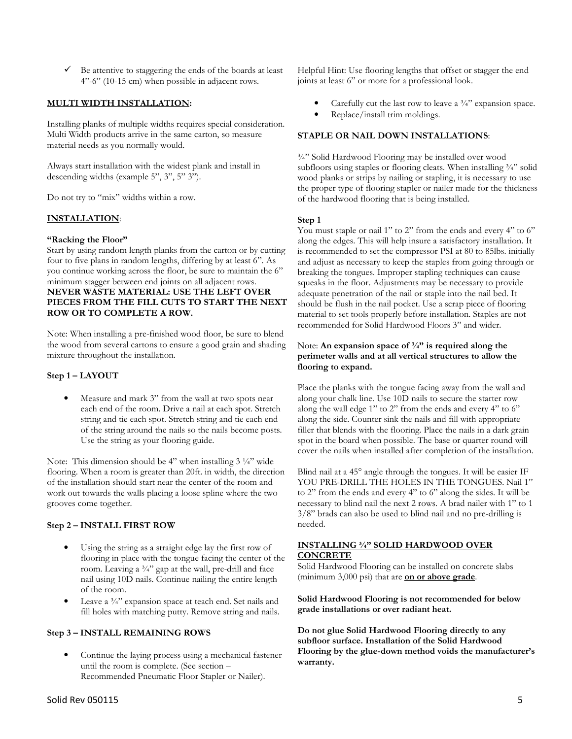- ✓ Be attentive to staggering the ends of the boards at least 4"-6" (10-15 cm) when possible in adjacent rows.

**MULTI WIDTH INSTALLATION:**

Installing planks of multiple widths requires special consideration. Multi Width products arrive in the same carton, so measure material needs as you normally would.

Always start installation with the widest plank and install in descending widths (example 5", 3", 5" 3").

Do not try to "mix" widths within a row.

**INSTALLATION:**

**"Racking the Floor"**

Start by using random length planks from the carton or by cutting four to five plans in random lengths, differing by at least 6". As you continue working across the floor, be sure to maintain the 6" minimum stagger between end joints on all adjacent rows. **NEVER WASTE MATERIAL: USE THE LEFT OVER PIECES FROM THE FILL CUTS TO START THE NEXT ROW OR TO COMPLETE A ROW.**

Note: When installing a pre-finished wood floor, be sure to blend the wood from several cartons to ensure a good grain and shading mixture throughout the installation.

**Step 1 – LAYOUT**

- Measure and mark 3" from the wall at two spots near each end of the room. Drive a nail at each spot. Stretch string and tie each spot. Stretch string and tie each end of the string around the nails so the nails become posts. Use the string as your flooring guide.

Note: This dimension should be 4" when installing 3 ¼" wide flooring. When a room is greater than 20ft. in width, the direction of the installation should start near the center of the room and work out towards the walls placing a loose spline where the two grooves come together.

**Step 2 – INSTALL FIRST ROW**

- Using the string as a straight edge lay the first row of flooring in place with the tongue facing the center of the room. Leaving a ¾" gap at the wall, pre-drill and face nail using 10D nails. Continue nailing the entire length of the room.
- Leave a ¾" expansion space at teach end. Set nails and fill holes with matching putty. Remove string and nails.

**Step 3 – INSTALL REMAINING ROWS**

- Continue the laying process using a mechanical fastener until the room is complete. (See section – Recommended Pneumatic Floor Stapler or Nailer).

Helpful Hint: Use flooring lengths that offset or stagger the end joints at least 6" or more for a professional look.

- Carefully cut the last row to leave a ¾" expansion space.
- Replace/install trim moldings.

**STAPLE OR NAIL DOWN INSTALLATIONS:**

¾" Solid Hardwood Flooring may be installed over wood subfloors using staples or flooring cleats. When installing ¾" solid wood planks or strips by nailing or stapling, it is necessary to use the proper type of flooring stapler or nailer made for the thickness of the hardwood flooring that is being installed.

**Step 1**

You must staple or nail 1" to 2" from the ends and every 4" to 6" along the edges. This will help insure a satisfactory installation. It is recommended to set the compressor PSI at 80 to 85lbs. initially and adjust as necessary to keep the staples from going through or breaking the tongues. Improper stapling techniques can cause squeaks in the floor. Adjustments may be necessary to provide adequate penetration of the nail or staple into the nail bed. It should be flush in the nail pocket. Use a scrap piece of flooring material to set tools properly before installation. Staples are not recommended for Solid Hardwood Floors 3" and wider.

Note: **An expansion space of ¾" is required along the perimeter walls and at all vertical structures to allow the flooring to expand.**

Place the planks with the tongue facing away from the wall and along your chalk line. Use 10D nails to secure the starter row along the wall edge 1" to 2" from the ends and every 4" to 6" along the side. Counter sink the nails and fill with appropriate filler that blends with the flooring. Place the nails in a dark grain spot in the board when possible. The base or quarter round will cover the nails when installed after completion of the installation.

Blind nail at a 45° angle through the tongues. It will be easier IF YOU PRE-DRILL THE HOLES IN THE TONGUES. Nail 1" to 2" from the ends and every 4" to 6" along the sides. It will be necessary to blind nail the next 2 rows. A brad nailer with 1" to 1 3/8" brads can also be used to blind nail and no pre-drilling is needed.

**INSTALLING ¾" SOLID HARDWOOD OVER CONCRETE**

Solid Hardwood Flooring can be installed on concrete slabs (minimum 3,000 psi) that are **on or above grade**.

**Solid Hardwood Flooring is not recommended for below grade installations or over radiant heat.**

**Do not glue Solid Hardwood Flooring directly to any subfloor surface. Installation of the Solid Hardwood Flooring by the glue-down method voids the manufacturer's warranty.**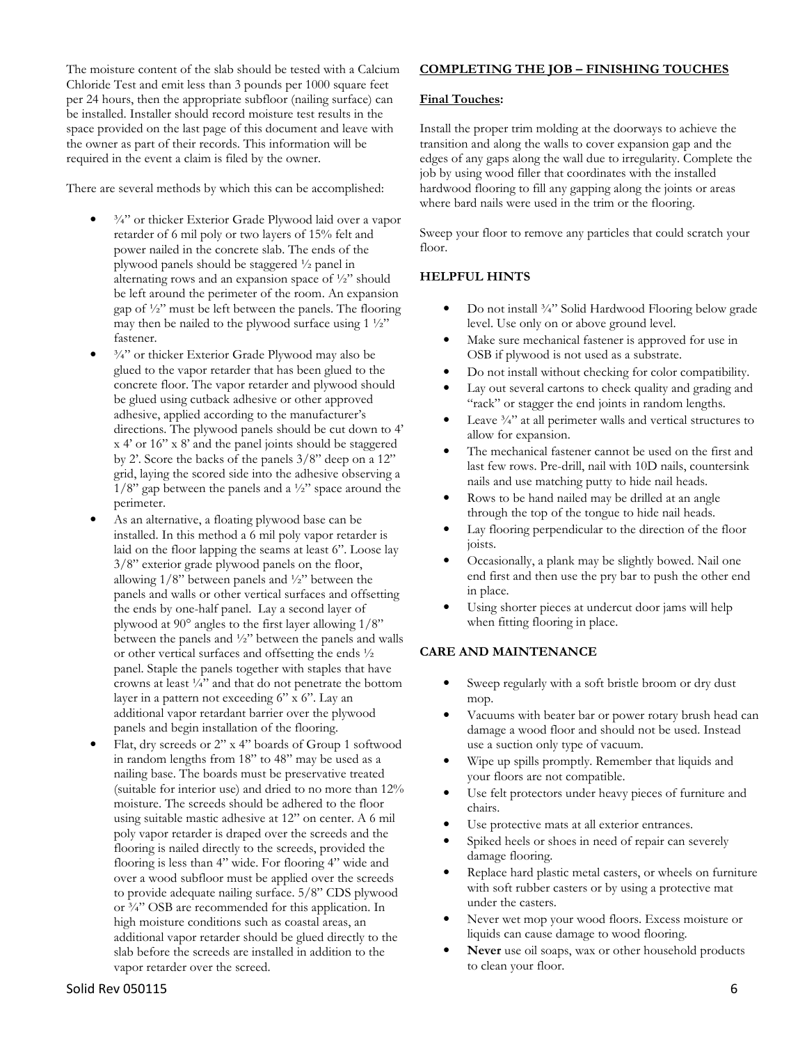The moisture content of the slab should be tested with a Calcium Chloride Test and emit less than 3 pounds per 1000 square feet per 24 hours, then the appropriate subfloor (nailing surface) can be installed. Installer should record moisture test results in the space provided on the last page of this document and leave with the owner as part of their records. This information will be required in the event a claim is filed by the owner.

There are several methods by which this can be accomplished:

- ¾" or thicker Exterior Grade Plywood laid over a vapor retarder of 6 mil poly or two layers of 15% felt and power nailed in the concrete slab. The ends of the plywood panels should be staggered ½ panel in alternating rows and an expansion space of ½" should be left around the perimeter of the room. An expansion gap of ½" must be left between the panels. The flooring may then be nailed to the plywood surface using 1 ½" fastener.
- ¾" or thicker Exterior Grade Plywood may also be glued to the vapor retarder that has been glued to the concrete floor. The vapor retarder and plywood should be glued using cutback adhesive or other approved adhesive, applied according to the manufacturer's directions. The plywood panels should be cut down to 4' x 4' or 16" x 8' and the panel joints should be staggered by 2'. Score the backs of the panels 3/8" deep on a 12" grid, laying the scored side into the adhesive observing a 1/8" gap between the panels and a ½" space around the perimeter.
- As an alternative, a floating plywood base can be installed. In this method a 6 mil poly vapor retarder is laid on the floor lapping the seams at least 6". Loose lay 3/8" exterior grade plywood panels on the floor, allowing 1/8" between panels and ½" between the panels and walls or other vertical surfaces and offsetting the ends by one-half panel. Lay a second layer of plywood at 90° angles to the first layer allowing 1/8" between the panels and ½" between the panels and walls or other vertical surfaces and offsetting the ends ½ panel. Staple the panels together with staples that have crowns at least ¼" and that do not penetrate the bottom layer in a pattern not exceeding 6" x 6". Lay an additional vapor retardant barrier over the plywood panels and begin installation of the flooring.
- Flat, dry screeds or 2" x 4" boards of Group 1 softwood in random lengths from 18" to 48" may be used as a nailing base. The boards must be preservative treated (suitable for interior use) and dried to no more than 12% moisture. The screeds should be adhered to the floor using suitable mastic adhesive at 12" on center. A 6 mil poly vapor retarder is draped over the screeds and the flooring is nailed directly to the screeds, provided the flooring is less than 4" wide. For flooring 4" wide and over a wood subfloor must be applied over the screeds to provide adequate nailing surface. 5/8" CDS plywood or ¾" OSB are recommended for this application. In high moisture conditions such as coastal areas, an additional vapor retarder should be glued directly to the slab before the screeds are installed in addition to the vapor retarder over the screed.

## COMPLETING THE JOB – FINISHING TOUCHES

**Final Touches:**

Install the proper trim molding at the doorways to achieve the transition and along the walls to cover expansion gap and the edges of any gaps along the wall due to irregularity. Complete the job by using wood filler that coordinates with the installed hardwood flooring to fill any gapping along the joints or areas where bard nails were used in the trim or the flooring.

Sweep your floor to remove any particles that could scratch your floor.

## HELPFUL HINTS

- Do not install ¾" Solid Hardwood Flooring below grade level. Use only on or above ground level.
- Make sure mechanical fastener is approved for use in OSB if plywood is not used as a substrate.
- Do not install without checking for color compatibility.
- Lay out several cartons to check quality and grading and "rack" or stagger the end joints in random lengths.
- Leave ¾" at all perimeter walls and vertical structures to allow for expansion.
- The mechanical fastener cannot be used on the first and last few rows. Pre-drill, nail with 10D nails, countersink nails and use matching putty to hide nail heads.
- Rows to be hand nailed may be drilled at an angle through the top of the tongue to hide nail heads.
- Lay flooring perpendicular to the direction of the floor joists.
- Occasionally, a plank may be slightly bowed. Nail one end first and then use the pry bar to push the other end in place.
- Using shorter pieces at undercut door jams will help when fitting flooring in place.

## CARE AND MAINTENANCE

- Sweep regularly with a soft bristle broom or dry dust mop.
- Vacuums with beater bar or power rotary brush head can damage a wood floor and should not be used. Instead use a suction only type of vacuum.
- Wipe up spills promptly. Remember that liquids and your floors are not compatible.
- Use felt protectors under heavy pieces of furniture and chairs.
- Use protective mats at all exterior entrances.
- Spiked heels or shoes in need of repair can severely damage flooring.
- Replace hard plastic metal casters, or wheels on furniture with soft rubber casters or by using a protective mat under the casters.
- Never wet mop your wood floors. Excess moisture or liquids can cause damage to wood flooring.
- **Never** use oil soaps, wax or other household products to clean your floor.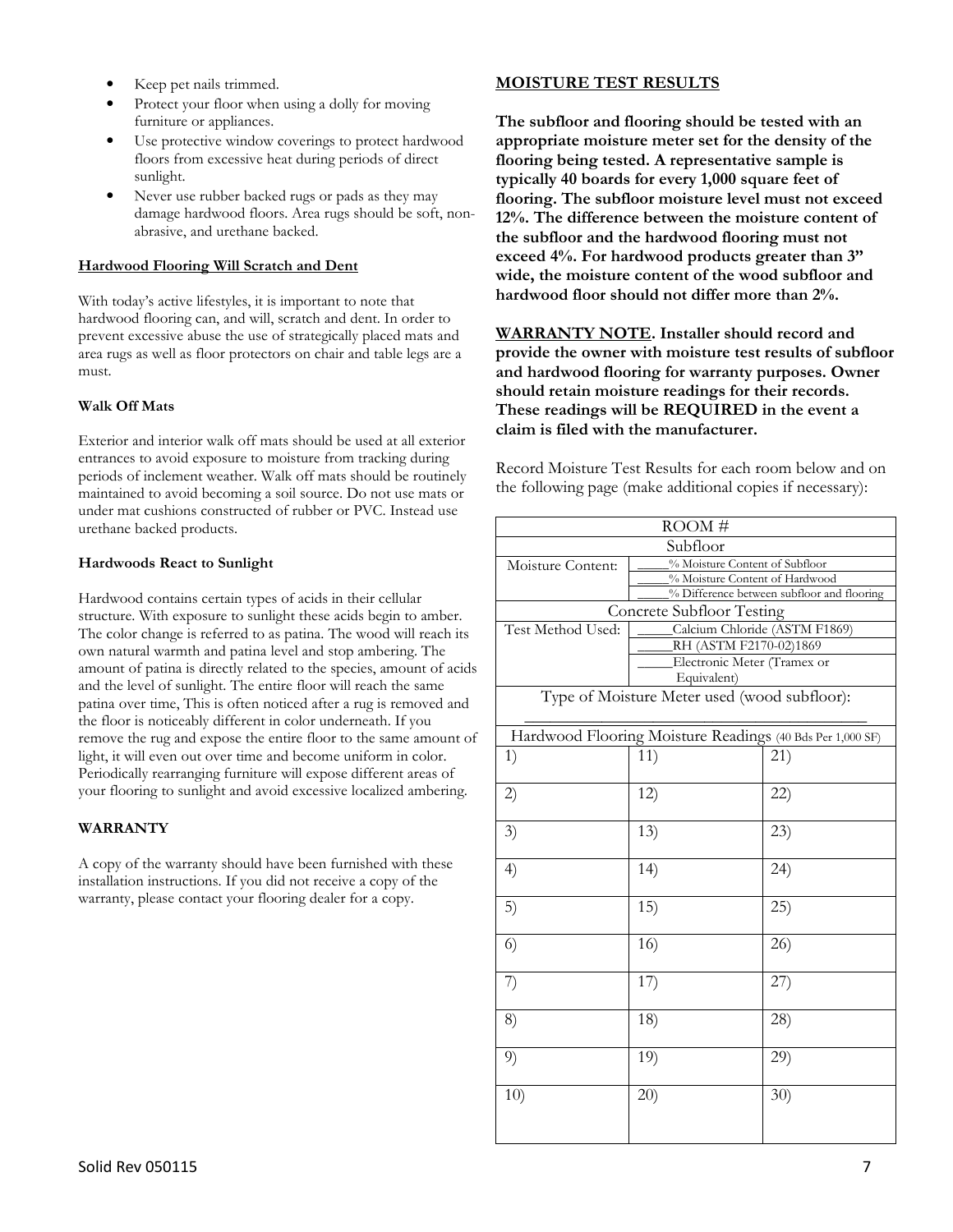- Keep pet nails trimmed.
- Protect your floor when using a dolly for moving furniture or appliances.
- Use protective window coverings to protect hardwood floors from excessive heat during periods of direct sunlight.
- Never use rubber backed rugs or pads as they may damage hardwood floors. Area rugs should be soft, non-abrasive, and urethane backed.

**Hardwood Flooring Will Scratch and Dent**

With today's active lifestyles, it is important to note that hardwood flooring can, and will, scratch and dent. In order to prevent excessive abuse the use of strategically placed mats and area rugs as well as floor protectors on chair and table legs are a must.

**Walk Off Mats**

Exterior and interior walk off mats should be used at all exterior entrances to avoid exposure to moisture from tracking during periods of inclement weather. Walk off mats should be routinely maintained to avoid becoming a soil source. Do not use mats or under mat cushions constructed of rubber or PVC. Instead use urethane backed products.

**Hardwoods React to Sunlight**

Hardwood contains certain types of acids in their cellular structure. With exposure to sunlight these acids begin to amber. The color change is referred to as patina. The wood will reach its own natural warmth and patina level and stop ambering. The amount of patina is directly related to the species, amount of acids and the level of sunlight. The entire floor will reach the same patina over time, This is often noticed after a rug is removed and the floor is noticeably different in color underneath. If you remove the rug and expose the entire floor to the same amount of light, it will even out over time and become uniform in color. Periodically rearranging furniture will expose different areas of your flooring to sunlight and avoid excessive localized ambering.

**WARRANTY**

A copy of the warranty should have been furnished with these installation instructions. If you did not receive a copy of the warranty, please contact your flooring dealer for a copy.

**MOISTURE TEST RESULTS**

**The subfloor and flooring should be tested with an appropriate moisture meter set for the density of the flooring being tested. A representative sample is typically 40 boards for every 1,000 square feet of flooring. The subfloor moisture level must not exceed 12%. The difference between the moisture content of the subfloor and the hardwood flooring must not exceed 4%. For hardwood products greater than 3" wide, the moisture content of the wood subfloor and hardwood floor should not differ more than 2%.**

**WARRANTY NOTE. Installer should record and provide the owner with moisture test results of subfloor and hardwood flooring for warranty purposes. Owner should retain moisture readings for their records. These readings will be REQUIRED in the event a claim is filed with the manufacturer.**

Record Moisture Test Results for each room below and on the following page (make additional copies if necessary):

| ROOM # | | |
|---|---|---|
| Subfloor | | |
| Moisture Content: | _____% Moisture Content of Subfloor<br>_____% Moisture Content of Hardwood<br>_____% Difference between subfloor and flooring | |
| Concrete Subfloor Testing | | |
| Test Method Used: | _____Calcium Chloride (ASTM F1869)<br>_____RH (ASTM F2170-02)1869<br>_____Electronic Meter (Tramex or Equivalent) | |
| Type of Moisture Meter used (wood subfloor): ___________________________ | | |
| Hardwood Flooring Moisture Readings (40 Bds Per 1,000 SF) | | |
| 1) | 11) | 21) |
| 2) | 12) | 22) |
| 3) | 13) | 23) |
| 4) | 14) | 24) |
| 5) | 15) | 25) |
| 6) | 16) | 26) |
| 7) | 17) | 27) |
| 8) | 18) | 28) |
| 9) | 19) | 29) |
| 10) | 20) | 30) |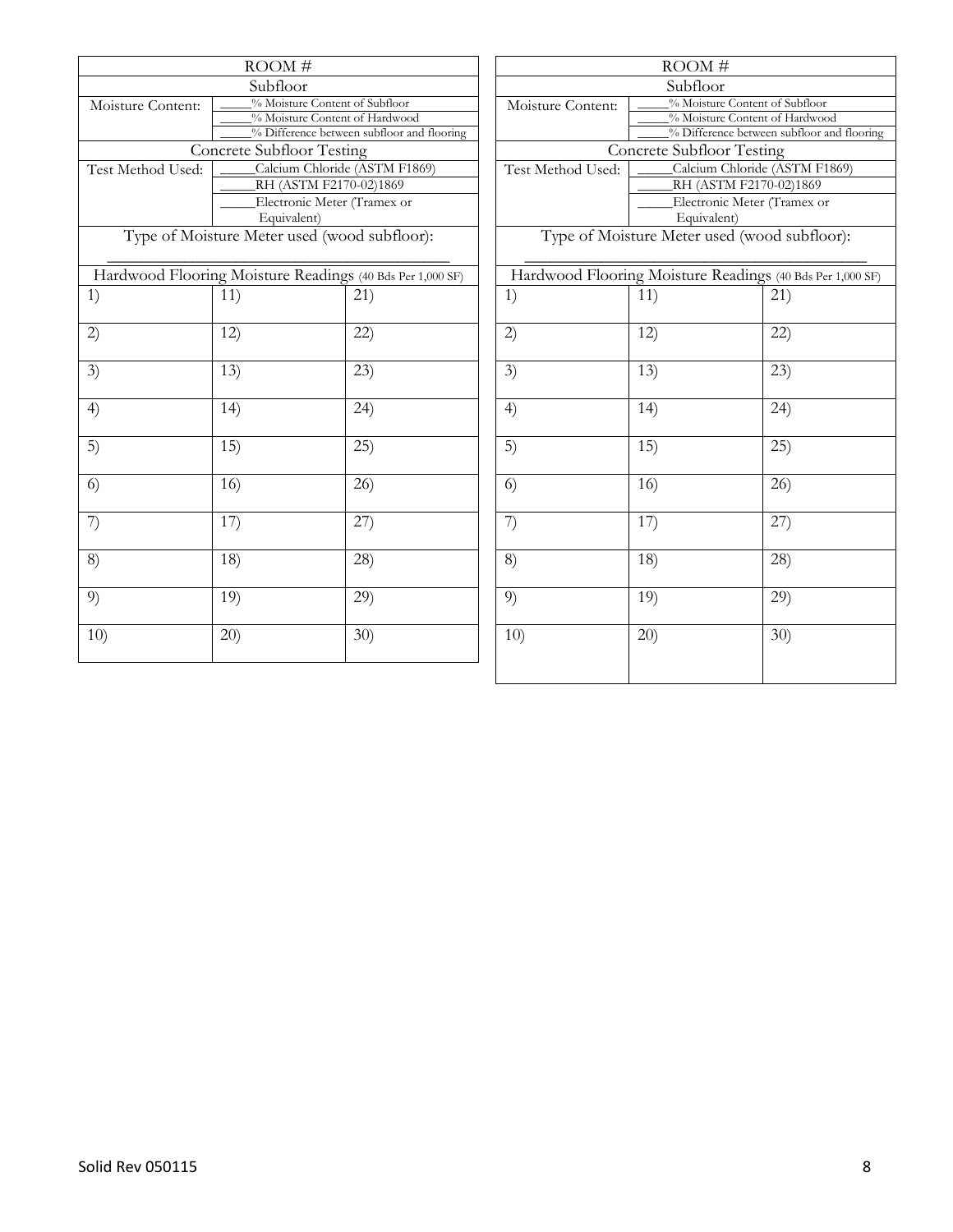| ROOM # | | |
|---|---|---|
| Subfloor | | |
| Moisture Content: | _____% Moisture Content of Subfloor<br>_____% Moisture Content of Hardwood<br>_____% Difference between subfloor and flooring | |
| Concrete Subfloor Testing | | |
| Test Method Used: | _____Calcium Chloride (ASTM F1869)<br>_____RH (ASTM F2170-02)1869<br>_____Electronic Meter (Tramex or Equivalent) | |
| Type of Moisture Meter used (wood subfloor): ______________________________________ | | |
| Hardwood Flooring Moisture Readings (40 Bds Per 1,000 SF) | | |
| 1) | 11) | 21) |
| 2) | 12) | 22) |
| 3) | 13) | 23) |
| 4) | 14) | 24) |
| 5) | 15) | 25) |
| 6) | 16) | 26) |
| 7) | 17) | 27) |
| 8) | 18) | 28) |
| 9) | 19) | 29) |
| 10) | 20) | 30) |

| ROOM # | | |
|---|---|---|
| Subfloor | | |
| Moisture Content: | _____% Moisture Content of Subfloor<br>_____% Moisture Content of Hardwood<br>_____% Difference between subfloor and flooring | |
| Concrete Subfloor Testing | | |
| Test Method Used: | _____Calcium Chloride (ASTM F1869)<br>_____RH (ASTM F2170-02)1869<br>_____Electronic Meter (Tramex or Equivalent) | |
| Type of Moisture Meter used (wood subfloor): ______________________________________ | | |
| Hardwood Flooring Moisture Readings (40 Bds Per 1,000 SF) | | |
| 1) | 11) | 21) |
| 2) | 12) | 22) |
| 3) | 13) | 23) |
| 4) | 14) | 24) |
| 5) | 15) | 25) |
| 6) | 16) | 26) |
| 7) | 17) | 27) |
| 8) | 18) | 28) |
| 9) | 19) | 29) |
| 10) | 20) | 30) |